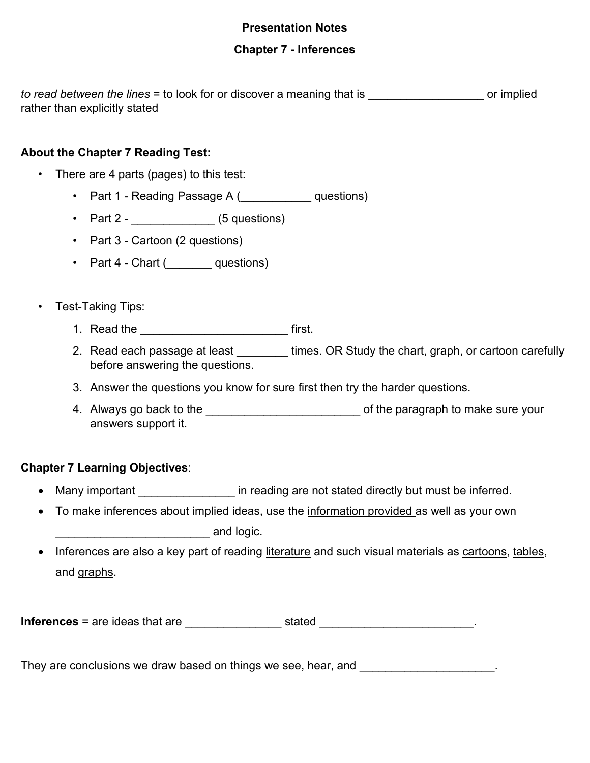**Presentation Notes**

**Chapter 7 - Inferences**

*to read between the lines* = to look for or discover a meaning that is __________________ or implied rather than explicitly stated

**About the Chapter 7 Reading Test:**

- There are 4 parts (pages) to this test:
  - Part 1 - Reading Passage A (___________ questions)
  - Part 2 - _____________ (5 questions)
  - Part 3 - Cartoon (2 questions)
  - Part 4 - Chart (_______ questions)

- Test-Taking Tips:
  1. Read the _______________________ first.
  2. Read each passage at least ________ times. OR Study the chart, graph, or cartoon carefully before answering the questions.
  3. Answer the questions you know for sure first then try the harder questions.
  4. Always go back to the ________________________ of the paragraph to make sure your answers support it.

**Chapter 7 Learning Objectives**:

- Many <u>important</u> _______________in reading are not stated directly but <u>must be inferred</u>.
- To make inferences about implied ideas, use the <u>information provided</u> as well as your own ________________________ and <u>logic</u>.
- Inferences are also a key part of reading <u>literature</u> and such visual materials as <u>cartoons</u>, <u>tables</u>, and <u>graphs</u>.

**Inferences** = are ideas that are _______________ stated ________________________.

They are conclusions we draw based on things we see, hear, and ____________________.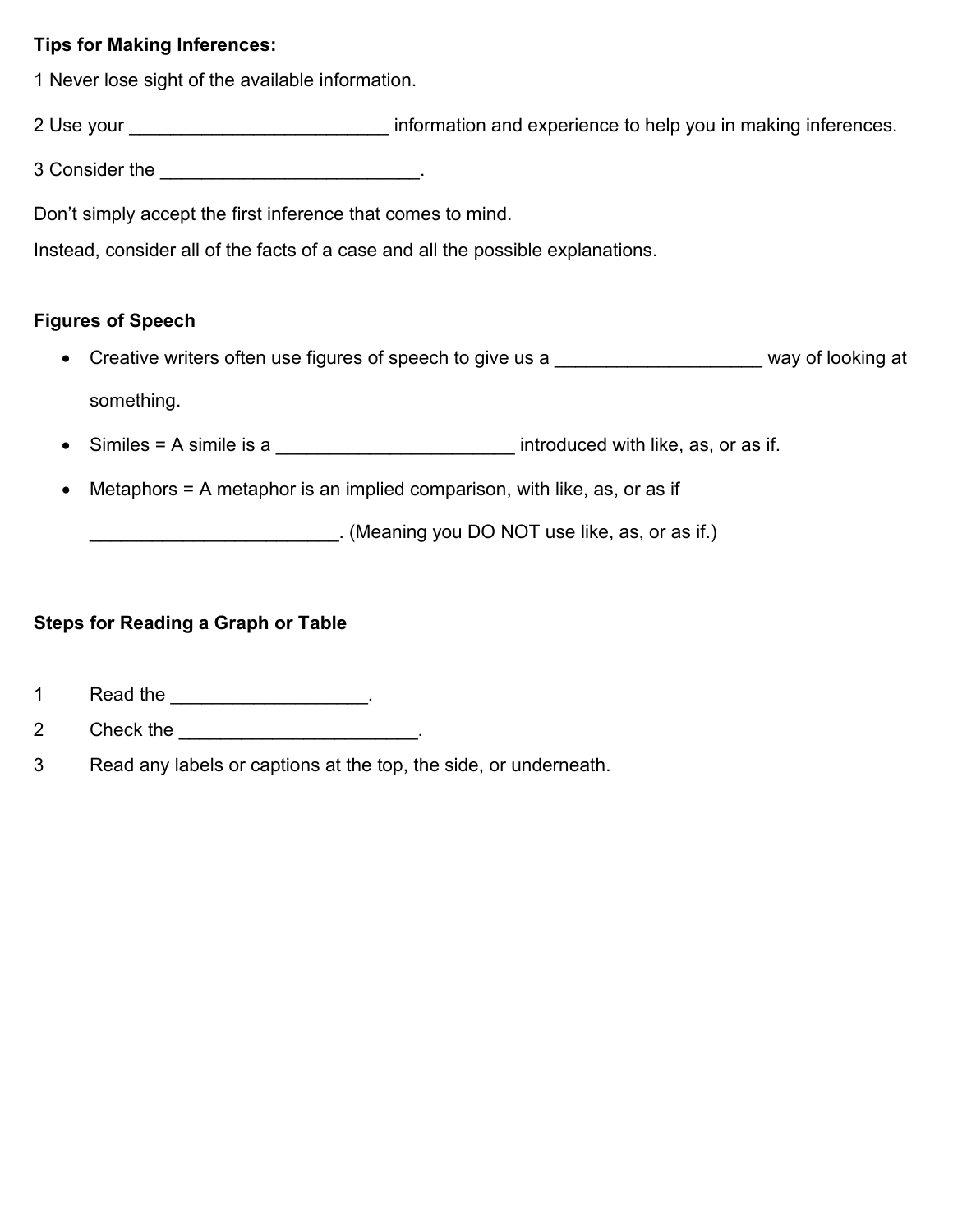**Tips for Making Inferences:**

1 Never lose sight of the available information.

2 Use your _________________________ information and experience to help you in making inferences.

3 Consider the _________________________.

Don't simply accept the first inference that comes to mind.

Instead, consider all of the facts of a case and all the possible explanations.

**Figures of Speech**

- Creative writers often use figures of speech to give us a ____________________ way of looking at something.
- Similes = A simile is a _______________________ introduced with like, as, or as if.
- Metaphors = A metaphor is an implied comparison, with like, as, or as if _________________________. (Meaning you DO NOT use like, as, or as if.)

**Steps for Reading a Graph or Table**

1 Read the ___________________.

2 Check the _______________________.

3 Read any labels or captions at the top, the side, or underneath.